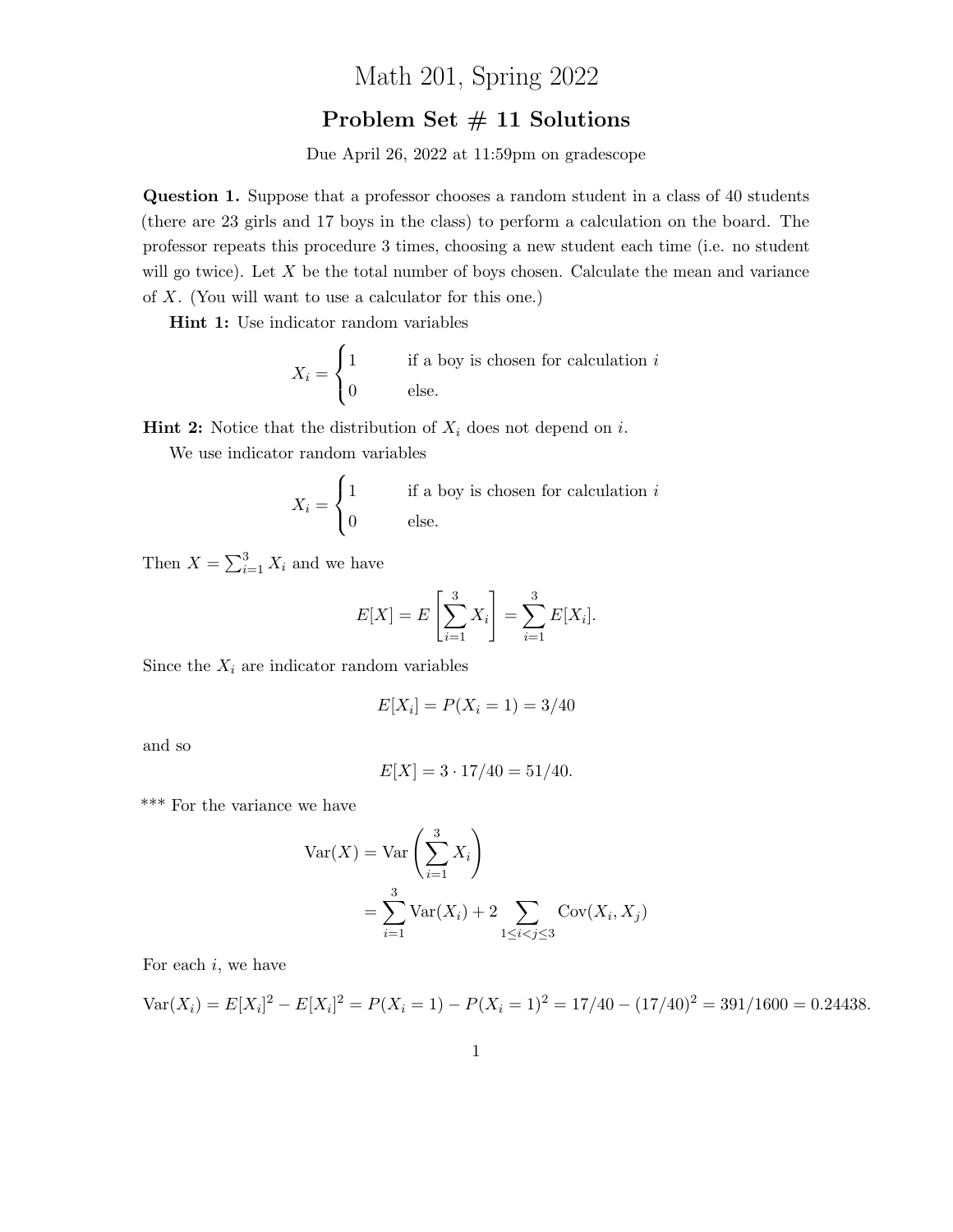# Math 201, Spring 2022

## Problem Set # 11 Solutions

Due April 26, 2022 at 11:59pm on gradescope

**Question 1.** Suppose that a professor chooses a random student in a class of 40 students (there are 23 girls and 17 boys in the class) to perform a calculation on the board. The professor repeats this procedure 3 times, choosing a new student each time (i.e. no student will go twice). Let $X$ be the total number of boys chosen. Calculate the mean and variance of $X$. (You will want to use a calculator for this one.)

**Hint 1:** Use indicator random variables

$$X_i = \begin{cases} 1 & \text{if a boy is chosen for calculation } i \\ 0 & \text{else.} \end{cases}$$

**Hint 2:** Notice that the distribution of $X_i$ does not depend on $i$.

We use indicator random variables

$$X_i = \begin{cases} 1 & \text{if a boy is chosen for calculation } i \\ 0 & \text{else.} \end{cases}$$

Then $X = \sum_{i=1}^{3} X_i$ and we have

$$E[X] = E\left[\sum_{i=1}^{3} X_i\right] = \sum_{i=1}^{3} E[X_i].$$

Since the $X_i$ are indicator random variables

$$E[X_i] = P(X_i = 1) = 3/40$$

and so

$$E[X] = 3 \cdot 17/40 = 51/40.$$

*** For the variance we have

$$\begin{aligned}
\operatorname{Var}(X) &= \operatorname{Var}\left(\sum_{i=1}^{3} X_i\right) \\
&= \sum_{i=1}^{3} \operatorname{Var}(X_i) + 2 \sum_{1 \le i < j \le 3} \operatorname{Cov}(X_i, X_j)
\end{aligned}$$

For each $i$, we have

$$\operatorname{Var}(X_i) = E[X_i]^2 - E[X_i]^2 = P(X_i = 1) - P(X_i = 1)^2 = 17/40 - (17/40)^2 = 391/1600 = 0.24438.$$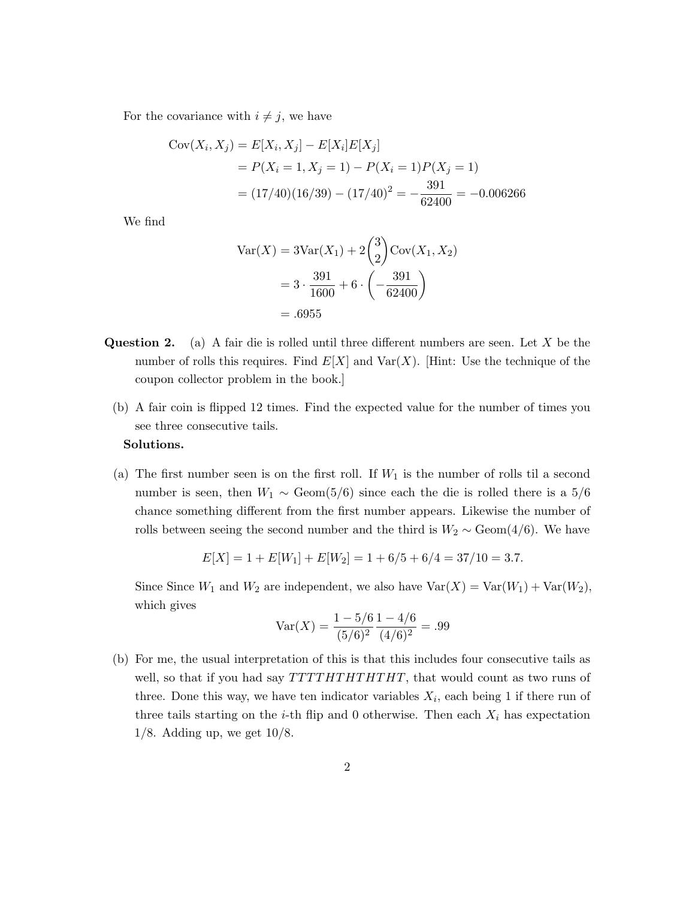For the covariance with $i \neq j$, we have

$$
\begin{aligned}
\text{Cov}(X_i, X_j) &= E[X_i, X_j] - E[X_i]E[X_j] \\
&= P(X_i = 1, X_j = 1) - P(X_i = 1)P(X_j = 1) \\
&= (17/40)(16/39) - (17/40)^2 = -\frac{391}{62400} = -0.006266
\end{aligned}
$$

We find

$$
\begin{aligned}
\text{Var}(X) &= 3\text{Var}(X_1) + 2\binom{3}{2}\text{Cov}(X_1, X_2) \\
&= 3 \cdot \frac{391}{1600} + 6 \cdot \left(-\frac{391}{62400}\right) \\
&= .6955
\end{aligned}
$$

**Question 2.** (a) A fair die is rolled until three different numbers are seen. Let $X$ be the number of rolls this requires. Find $E[X]$ and $\text{Var}(X)$. [Hint: Use the technique of the coupon collector problem in the book.]

(b) A fair coin is flipped 12 times. Find the expected value for the number of times you see three consecutive tails.

**Solutions.**

(a) The first number seen is on the first roll. If $W_1$ is the number of rolls til a second number is seen, then $W_1 \sim \text{Geom}(5/6)$ since each the die is rolled there is a 5/6 chance something different from the first number appears. Likewise the number of rolls between seeing the second number and the third is $W_2 \sim \text{Geom}(4/6)$. We have

$$
E[X] = 1 + E[W_1] + E[W_2] = 1 + 6/5 + 6/4 = 37/10 = 3.7.
$$

Since Since $W_1$ and $W_2$ are independent, we also have $\text{Var}(X) = \text{Var}(W_1) + \text{Var}(W_2)$, which gives

$$
\text{Var}(X) = \frac{1 - 5/6}{(5/6)^2} \frac{1 - 4/6}{(4/6)^2} = .99
$$

(b) For me, the usual interpretation of this is that this includes four consecutive tails as well, so that if you had say $TTTTHTHTHTHT$, that would count as two runs of three. Done this way, we have ten indicator variables $X_i$, each being 1 if there run of three tails starting on the $i$-th flip and 0 otherwise. Then each $X_i$ has expectation 1/8. Adding up, we get 10/8.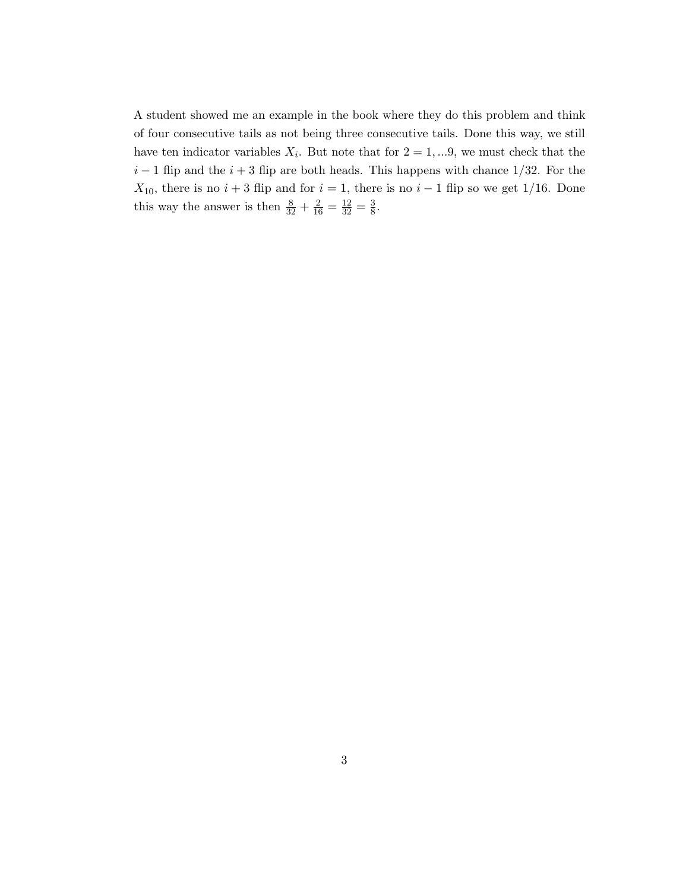A student showed me an example in the book where they do this problem and think of four consecutive tails as not being three consecutive tails. Done this way, we still have ten indicator variables $X_i$. But note that for $2 = 1, ...9$, we must check that the $i - 1$ flip and the $i + 3$ flip are both heads. This happens with chance 1/32. For the $X_{10}$, there is no $i + 3$ flip and for $i = 1$, there is no $i - 1$ flip so we get 1/16. Done this way the answer is then $\frac{8}{32} + \frac{2}{16} = \frac{12}{32} = \frac{3}{8}$.